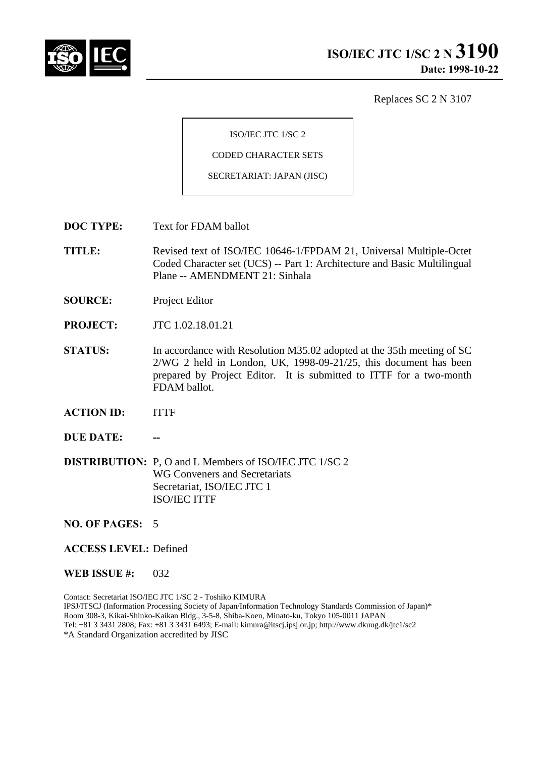# ISO/IEC JTC 1/SC 2 N 3190

**Date: 1998-10-22**

Replaces SC 2 N 3107

ISO/IEC JTC 1/SC 2

CODED CHARACTER SETS

SECRETARIAT: JAPAN (JISC)

**DOC TYPE:** Text for FDAM ballot

**TITLE:** Revised text of ISO/IEC 10646-1/FPDAM 21, Universal Multiple-Octet Coded Character set (UCS) -- Part 1: Architecture and Basic Multilingual Plane -- AMENDMENT 21: Sinhala

**SOURCE:** Project Editor

**PROJECT:** JTC 1.02.18.01.21

**STATUS:** In accordance with Resolution M35.02 adopted at the 35th meeting of SC 2/WG 2 held in London, UK, 1998-09-21/25, this document has been prepared by Project Editor. It is submitted to ITTF for a two-month FDAM ballot.

**ACTION ID:** ITTF

**DUE DATE:** --

**DISTRIBUTION:** P, O and L Members of ISO/IEC JTC 1/SC 2
WG Conveners and Secretariats
Secretariat, ISO/IEC JTC 1
ISO/IEC ITTF

**NO. OF PAGES:** 5

**ACCESS LEVEL:** Defined

**WEB ISSUE #:** 032

Contact: Secretariat ISO/IEC JTC 1/SC 2 - Toshiko KIMURA
IPSJ/ITSCJ (Information Processing Society of Japan/Information Technology Standards Commission of Japan)*
Room 308-3, Kikai-Shinko-Kaikan Bldg., 3-5-8, Shiba-Koen, Minato-ku, Tokyo 105-0011 JAPAN
Tel: +81 3 3431 2808; Fax: +81 3 3431 6493; E-mail: kimura@itscj.ipsj.or.jp; http://www.dkuug.dk/jtc1/sc2
*A Standard Organization accredited by JISC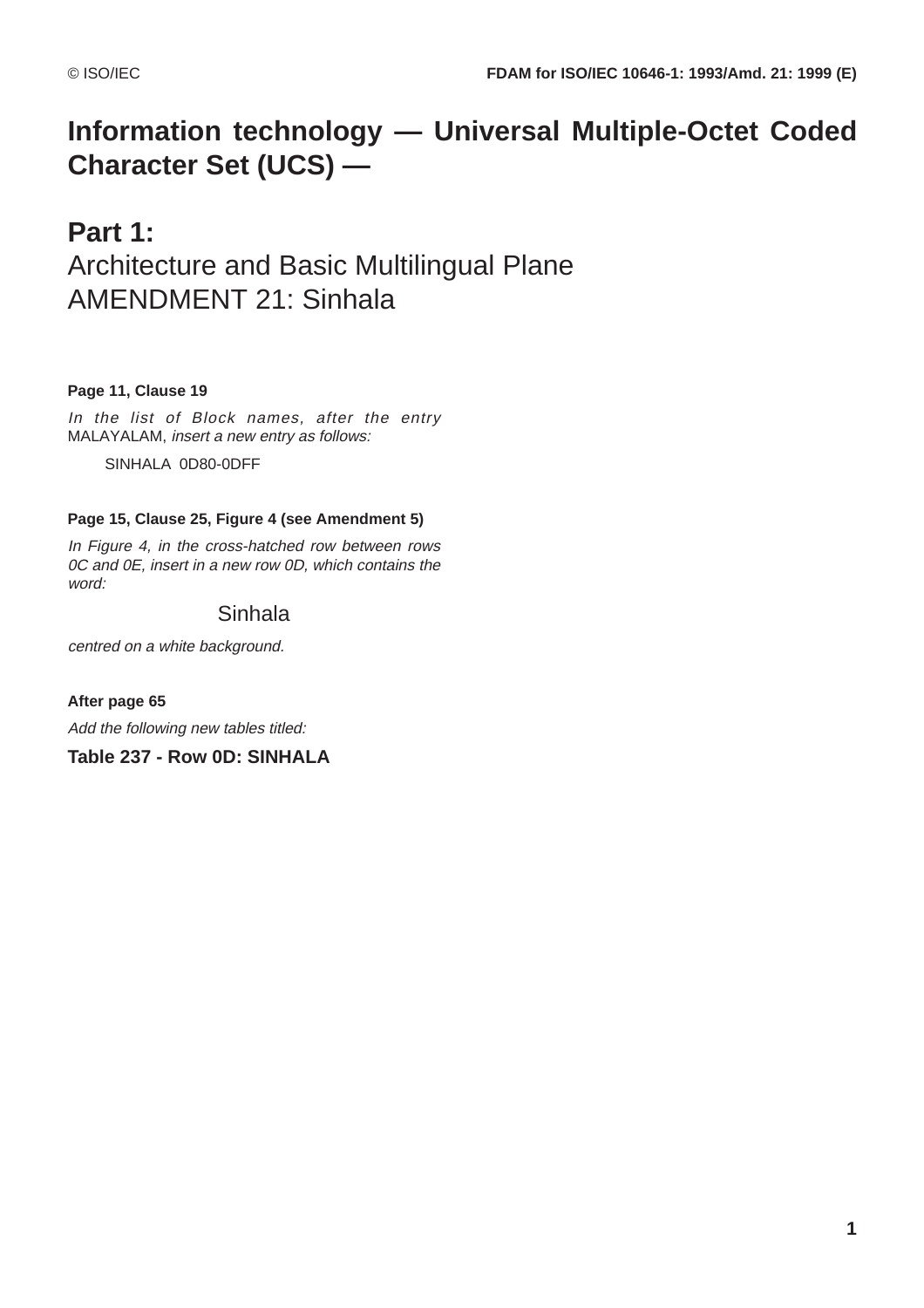# Information technology — Universal Multiple-Octet Coded Character Set (UCS) —

## Part 1:

## Architecture and Basic Multilingual Plane AMENDMENT 21: Sinhala

**Page 11, Clause 19**

*In the list of Block names, after the entry* MALAYALAM, *insert a new entry as follows:*

SINHALA 0D80-0DFF

**Page 15, Clause 25, Figure 4 (see Amendment 5)**

*In Figure 4, in the cross-hatched row between rows 0C and 0E, insert in a new row 0D, which contains the word:*

Sinhala

*centred on a white background.*

**After page 65**

*Add the following new tables titled:*

**Table 237 - Row 0D: SINHALA**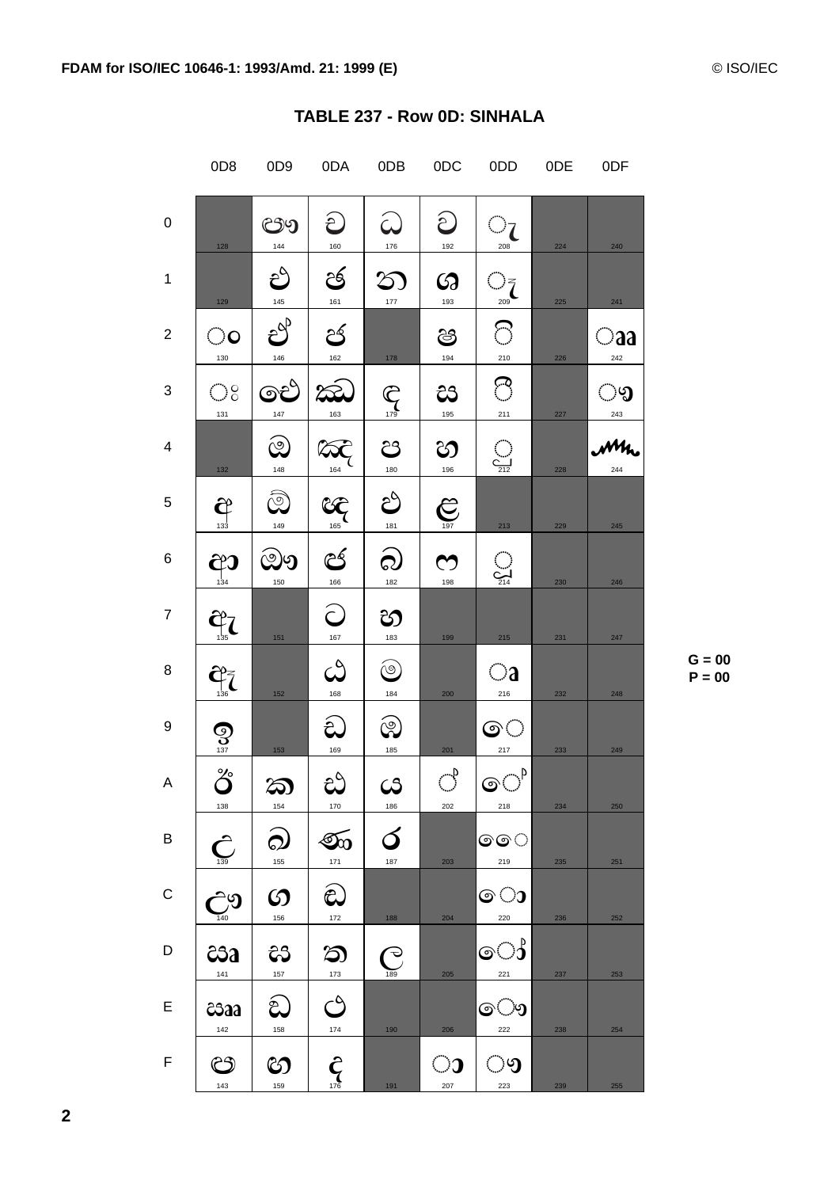# TABLE 237 - Row 0D: SINHALA

| | 0D8 | 0D9 | 0DA | 0DB | 0DC | 0DD | 0DE | 0DF |
|---|---|---|---|---|---|---|---|---|
| 0 | 128 | ඐ 144 | ච 160 | ධ 176 | ව 192 | ◌ැ 208 | 224 | 240 |
| 1 | 129 | එ 145 | ඡ 161 | න 177 | ශ 193 | ◌ෑ 209 | 225 | 241 |
| 2 | ◌ං 130 | ඒ 146 | ජ 162 | 178 | ෂ 194 | ◌ි 210 | 226 | ◌ෲ 242 |
| 3 | ◌ඃ 131 | ඓ 147 | ඣ 163 | ඳ 179 | ස 195 | ◌ී 211 | 227 | ◌ෳ 243 |
| 4 | 132 | ඔ 148 | ඤ 164 | ප 180 | හ 196 | ◌ු 212 | 228 | ෴ 244 |
| 5 | අ 133 | ඕ 149 | ඥ 165 | ඵ 181 | ළ 197 | 213 | 229 | 245 |
| 6 | ආ 134 | ඖ 150 | ඦ 166 | බ 182 | ෆ 198 | ◌ූ 214 | 230 | 246 |
| 7 | ඇ 135 | 151 | ට 167 | භ 183 | 199 | 215 | 231 | 247 |
| 8 | ඈ 136 | 152 | ඨ 168 | ම 184 | 200 | ◌ෘ 216 | 232 | 248 |
| 9 | ඉ 137 | 153 | ඩ 169 | ඹ 185 | 201 | ◌ෙ 217 | 233 | 249 |
| A | ඊ 138 | ක 154 | ඪ 170 | ය 186 | ◌් 202 | ◌ේ 218 | 234 | 250 |
| B | උ 139 | ඛ 155 | ණ 171 | ර 187 | 203 | ◌ෛ 219 | 235 | 251 |
| C | ඌ 140 | ග 156 | ඬ 172 | 188 | 204 | ◌ො 220 | 236 | 252 |
| D | ඍ 141 | ඝ 157 | ත 173 | ල 189 | 205 | ◌ෝ 221 | 237 | 253 |
| E | ඎ 142 | ඞ 158 | ථ 174 | 190 | 206 | ◌ෞ 222 | 238 | 254 |
| F | ඏ 143 | ඟ 159 | ද 176 | 191 | ◌ා 207 | ◌ෟ 223 | 239 | 255 |

G = 00
P = 00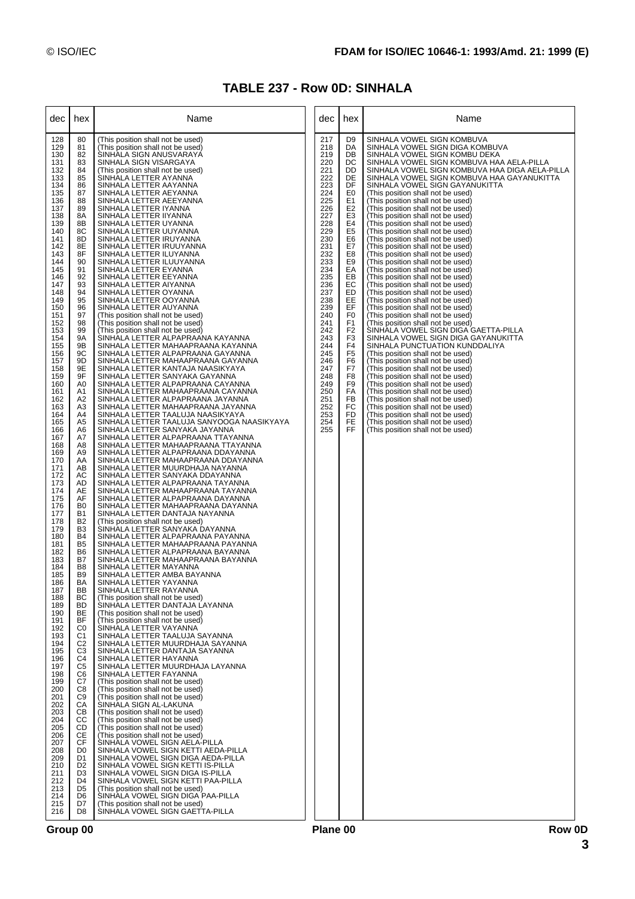# TABLE 237 - Row 0D: SINHALA

| dec | hex | Name |
|---|---|---|
| 128 | 80 | (This position shall not be used) |
| 129 | 81 | (This position shall not be used) |
| 130 | 82 | SINHALA SIGN ANUSVARAYA |
| 131 | 83 | SINHALA SIGN VISARGAYA |
| 132 | 84 | (This position shall not be used) |
| 133 | 85 | SINHALA LETTER AYANNA |
| 134 | 86 | SINHALA LETTER AAYANNA |
| 135 | 87 | SINHALA LETTER AEYANNA |
| 136 | 88 | SINHALA LETTER AEEYANNA |
| 137 | 89 | SINHALA LETTER IYANNA |
| 138 | 8A | SINHALA LETTER IIYANNA |
| 139 | 8B | SINHALA LETTER UYANNA |
| 140 | 8C | SINHALA LETTER UUYANNA |
| 141 | 8D | SINHALA LETTER IRUYANNA |
| 142 | 8E | SINHALA LETTER IRUUYANNA |
| 143 | 8F | SINHALA LETTER ILUYANNA |
| 144 | 90 | SINHALA LETTER ILUUYANNA |
| 145 | 91 | SINHALA LETTER EYANNA |
| 146 | 92 | SINHALA LETTER EEYANNA |
| 147 | 93 | SINHALA LETTER AIYANNA |
| 148 | 94 | SINHALA LETTER OYANNA |
| 149 | 95 | SINHALA LETTER OOYANNA |
| 150 | 96 | SINHALA LETTER AUYANNA |
| 151 | 97 | (This position shall not be used) |
| 152 | 98 | (This position shall not be used) |
| 153 | 99 | (This position shall not be used) |
| 154 | 9A | SINHALA LETTER ALPAPRAANA KAYANNA |
| 155 | 9B | SINHALA LETTER MAHAAPRAANA KAYANNA |
| 156 | 9C | SINHALA LETTER ALPAPRAANA GAYANNA |
| 157 | 9D | SINHALA LETTER MAHAAPRAANA GAYANNA |
| 158 | 9E | SINHALA LETTER KANTAJA NAASIKYAYA |
| 159 | 9F | SINHALA LETTER SANYAKA GAYANNA |
| 160 | A0 | SINHALA LETTER ALPAPRAANA CAYANNA |
| 161 | A1 | SINHALA LETTER MAHAAPRAANA CAYANNA |
| 162 | A2 | SINHALA LETTER ALPAPRAANA JAYANNA |
| 163 | A3 | SINHALA LETTER MAHAAPRAANA JAYANNA |
| 164 | A4 | SINHALA LETTER TAALUJA NAASIKYAYA |
| 165 | A5 | SINHALA LETTER TAALUJA SANYOOGA NAASIKYAYA |
| 166 | A6 | SINHALA LETTER SANYAKA JAYANNA |
| 167 | A7 | SINHALA LETTER ALPAPRAANA TTAYANNA |
| 168 | A8 | SINHALA LETTER MAHAAPRAANA TTAYANNA |
| 169 | A9 | SINHALA LETTER ALPAPRAANA DDAYANNA |
| 170 | AA | SINHALA LETTER MAHAAPRAANA DDAYANNA |
| 171 | AB | SINHALA LETTER MUURDHAJA NAYANNA |
| 172 | AC | SINHALA LETTER SANYAKA DDAYANNA |
| 173 | AD | SINHALA LETTER ALPAPRAANA TAYANNA |
| 174 | AE | SINHALA LETTER MAHAAPRAANA TAYANNA |
| 175 | AF | SINHALA LETTER ALPAPRAANA DAYANNA |
| 176 | B0 | SINHALA LETTER MAHAAPRAANA DAYANNA |
| 177 | B1 | SINHALA LETTER DANTAJA NAYANNA |
| 178 | B2 | (This position shall not be used) |
| 179 | B3 | SINHALA LETTER SANYAKA DAYANNA |
| 180 | B4 | SINHALA LETTER ALPAPRAANA PAYANNA |
| 181 | B5 | SINHALA LETTER MAHAAPRAANA PAYANNA |
| 182 | B6 | SINHALA LETTER ALPAPRAANA BAYANNA |
| 183 | B7 | SINHALA LETTER MAHAAPRAANA BAYANNA |
| 184 | B8 | SINHALA LETTER MAYANNA |
| 185 | B9 | SINHALA LETTER AMBA BAYANNA |
| 186 | BA | SINHALA LETTER YAYANNA |
| 187 | BB | SINHALA LETTER RAYANNA |
| 188 | BC | (This position shall not be used) |
| 189 | BD | SINHALA LETTER DANTAJA LAYANNA |
| 190 | BE | (This position shall not be used) |
| 191 | BF | (This position shall not be used) |
| 192 | C0 | SINHALA LETTER VAYANNA |
| 193 | C1 | SINHALA LETTER TAALUJA SAYANNA |
| 194 | C2 | SINHALA LETTER MUURDHAJA SAYANNA |
| 195 | C3 | SINHALA LETTER DANTAJA SAYANNA |
| 196 | C4 | SINHALA LETTER HAYANNA |
| 197 | C5 | SINHALA LETTER MUURDHAJA LAYANNA |
| 198 | C6 | SINHALA LETTER FAYANNA |
| 199 | C7 | (This position shall not be used) |
| 200 | C8 | (This position shall not be used) |
| 201 | C9 | (This position shall not be used) |
| 202 | CA | SINHALA SIGN AL-LAKUNA |
| 203 | CB | (This position shall not be used) |
| 204 | CC | (This position shall not be used) |
| 205 | CD | (This position shall not be used) |
| 206 | CE | (This position shall not be used) |
| 207 | CF | SINHALA VOWEL SIGN AELA-PILLA |
| 208 | D0 | SINHALA VOWEL SIGN KETTI AEDA-PILLA |
| 209 | D1 | SINHALA VOWEL SIGN DIGA AEDA-PILLA |
| 210 | D2 | SINHALA VOWEL SIGN KETTI IS-PILLA |
| 211 | D3 | SINHALA VOWEL SIGN DIGA IS-PILLA |
| 212 | D4 | SINHALA VOWEL SIGN KETTI PAA-PILLA |
| 213 | D5 | (This position shall not be used) |
| 214 | D6 | SINHALA VOWEL SIGN DIGA PAA-PILLA |
| 215 | D7 | (This position shall not be used) |
| 216 | D8 | SINHALA VOWEL SIGN GAETTA-PILLA |
| 217 | D9 | SINHALA VOWEL SIGN KOMBUVA |
| 218 | DA | SINHALA VOWEL SIGN DIGA KOMBUVA |
| 219 | DB | SINHALA VOWEL SIGN KOMBU DEKA |
| 220 | DC | SINHALA VOWEL SIGN KOMBUVA HAA AELA-PILLA |
| 221 | DD | SINHALA VOWEL SIGN KOMBUVA HAA DIGA AELA-PILLA |
| 222 | DE | SINHALA VOWEL SIGN KOMBUVA HAA GAYANUKITTA |
| 223 | DF | SINHALA VOWEL SIGN GAYANUKITTA |
| 224 | E0 | (This position shall not be used) |
| 225 | E1 | (This position shall not be used) |
| 226 | E2 | (This position shall not be used) |
| 227 | E3 | (This position shall not be used) |
| 228 | E4 | (This position shall not be used) |
| 229 | E5 | (This position shall not be used) |
| 230 | E6 | (This position shall not be used) |
| 231 | E7 | (This position shall not be used) |
| 232 | E8 | (This position shall not be used) |
| 233 | E9 | (This position shall not be used) |
| 234 | EA | (This position shall not be used) |
| 235 | EB | (This position shall not be used) |
| 236 | EC | (This position shall not be used) |
| 237 | ED | (This position shall not be used) |
| 238 | EE | (This position shall not be used) |
| 239 | EF | (This position shall not be used) |
| 240 | F0 | (This position shall not be used) |
| 241 | F1 | (This position shall not be used) |
| 242 | F2 | SINHALA VOWEL SIGN DIGA GAETTA-PILLA |
| 243 | F3 | SINHALA VOWEL SIGN DIGA GAYANUKITTA |
| 244 | F4 | SINHALA PUNCTUATION KUNDDALIYA |
| 245 | F5 | (This position shall not be used) |
| 246 | F6 | (This position shall not be used) |
| 247 | F7 | (This position shall not be used) |
| 248 | F8 | (This position shall not be used) |
| 249 | F9 | (This position shall not be used) |
| 250 | FA | (This position shall not be used) |
| 251 | FB | (This position shall not be used) |
| 252 | FC | (This position shall not be used) |
| 253 | FD | (This position shall not be used) |
| 254 | FE | (This position shall not be used) |
| 255 | FF | (This position shall not be used) |

Group 00 Plane 00 Row 0D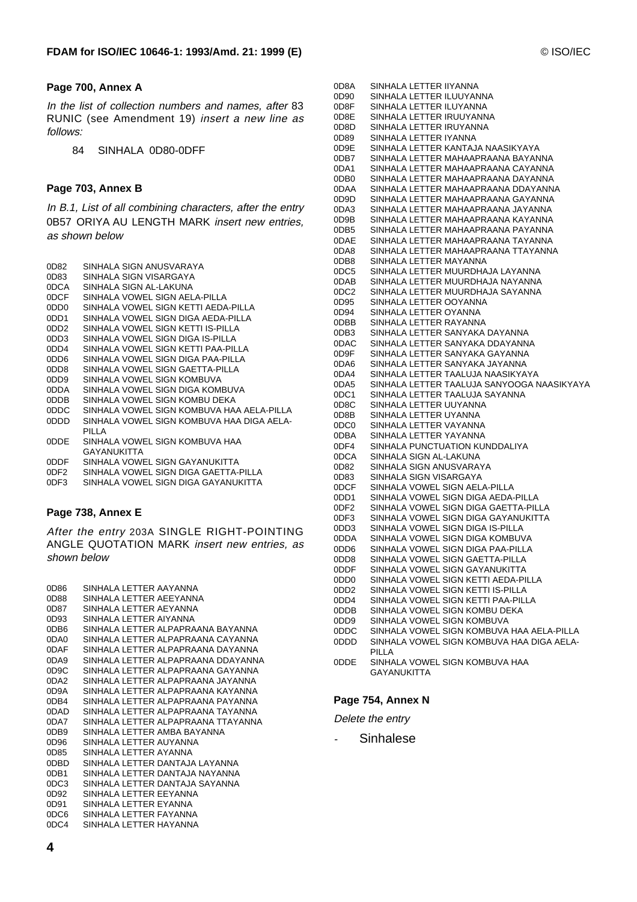### Page 700, Annex A

*In the list of collection numbers and names, after* 83 RUNIC (see Amendment 19) *insert a new line as follows:*

84 SINHALA 0D80-0DFF

### Page 703, Annex B

*In B.1, List of all combining characters, after the entry* 0B57 ORIYA AU LENGTH MARK *insert new entries, as shown below*

| | |
|---|---|
| 0D82 | SINHALA SIGN ANUSVARAYA |
| 0D83 | SINHALA SIGN VISARGAYA |
| 0DCA | SINHALA SIGN AL-LAKUNA |
| 0DCF | SINHALA VOWEL SIGN AELA-PILLA |
| 0DD0 | SINHALA VOWEL SIGN KETTI AEDA-PILLA |
| 0DD1 | SINHALA VOWEL SIGN DIGA AEDA-PILLA |
| 0DD2 | SINHALA VOWEL SIGN KETTI IS-PILLA |
| 0DD3 | SINHALA VOWEL SIGN DIGA IS-PILLA |
| 0DD4 | SINHALA VOWEL SIGN KETTI PAA-PILLA |
| 0DD6 | SINHALA VOWEL SIGN DIGA PAA-PILLA |
| 0DD8 | SINHALA VOWEL SIGN GAETTA-PILLA |
| 0DD9 | SINHALA VOWEL SIGN KOMBUVA |
| 0DDA | SINHALA VOWEL SIGN DIGA KOMBUVA |
| 0DDB | SINHALA VOWEL SIGN KOMBU DEKA |
| 0DDC | SINHALA VOWEL SIGN KOMBUVA HAA AELA-PILLA |
| 0DDD | SINHALA VOWEL SIGN KOMBUVA HAA DIGA AELA-PILLA |
| 0DDE | SINHALA VOWEL SIGN KOMBUVA HAA GAYANUKITTA |
| 0DDF | SINHALA VOWEL SIGN GAYANUKITTA |
| 0DF2 | SINHALA VOWEL SIGN DIGA GAETTA-PILLA |
| 0DF3 | SINHALA VOWEL SIGN DIGA GAYANUKITTA |

### Page 738, Annex E

*After the entry* 203A SINGLE RIGHT-POINTING ANGLE QUOTATION MARK *insert new entries, as shown below*

| | |
|---|---|
| 0D86 | SINHALA LETTER AAYANNA |
| 0D88 | SINHALA LETTER AEEYANNA |
| 0D87 | SINHALA LETTER AEYANNA |
| 0D93 | SINHALA LETTER AIYANNA |
| 0DB6 | SINHALA LETTER ALPAPRAANA BAYANNA |
| 0DA0 | SINHALA LETTER ALPAPRAANA CAYANNA |
| 0DAF | SINHALA LETTER ALPAPRAANA DAYANNA |
| 0DA9 | SINHALA LETTER ALPAPRAANA DDAYANNA |
| 0D9C | SINHALA LETTER ALPAPRAANA GAYANNA |
| 0DA2 | SINHALA LETTER ALPAPRAANA JAYANNA |
| 0D9A | SINHALA LETTER ALPAPRAANA KAYANNA |
| 0DB4 | SINHALA LETTER ALPAPRAANA PAYANNA |
| 0DAD | SINHALA LETTER ALPAPRAANA TAYANNA |
| 0DA7 | SINHALA LETTER ALPAPRAANA TTAYANNA |
| 0DB9 | SINHALA LETTER AMBA BAYANNA |
| 0D96 | SINHALA LETTER AUYANNA |
| 0D85 | SINHALA LETTER AYANNA |
| 0DBD | SINHALA LETTER DANTAJA LAYANNA |
| 0DB1 | SINHALA LETTER DANTAJA NAYANNA |
| 0DC3 | SINHALA LETTER DANTAJA SAYANNA |
| 0D92 | SINHALA LETTER EEYANNA |
| 0D91 | SINHALA LETTER EYANNA |
| 0DC6 | SINHALA LETTER FAYANNA |
| 0DC4 | SINHALA LETTER HAYANNA |
| 0D8A | SINHALA LETTER IIYANNA |
| 0D90 | SINHALA LETTER ILUUYANNA |
| 0D8F | SINHALA LETTER ILUYANNA |
| 0D8E | SINHALA LETTER IRUUYANNA |
| 0D8D | SINHALA LETTER IRUYANNA |
| 0D89 | SINHALA LETTER IYANNA |
| 0D9E | SINHALA LETTER KANTAJA NAASIKYAYA |
| 0DB7 | SINHALA LETTER MAHAAPRAANA BAYANNA |
| 0DA1 | SINHALA LETTER MAHAAPRAANA CAYANNA |
| 0DB0 | SINHALA LETTER MAHAAPRAANA DAYANNA |
| 0DAA | SINHALA LETTER MAHAAPRAANA DDAYANNA |
| 0D9D | SINHALA LETTER MAHAAPRAANA GAYANNA |
| 0DA3 | SINHALA LETTER MAHAAPRAANA JAYANNA |
| 0D9B | SINHALA LETTER MAHAAPRAANA KAYANNA |
| 0DB5 | SINHALA LETTER MAHAAPRAANA PAYANNA |
| 0DAE | SINHALA LETTER MAHAAPRAANA TAYANNA |
| 0DA8 | SINHALA LETTER MAHAAPRAANA TTAYANNA |
| 0DB8 | SINHALA LETTER MAYANNA |
| 0DC5 | SINHALA LETTER MUURDHAJA LAYANNA |
| 0DAB | SINHALA LETTER MUURDHAJA NAYANNA |
| 0DC2 | SINHALA LETTER MUURDHAJA SAYANNA |
| 0D95 | SINHALA LETTER OOYANNA |
| 0D94 | SINHALA LETTER OYANNA |
| 0DBB | SINHALA LETTER RAYANNA |
| 0DB3 | SINHALA LETTER SANYAKA DAYANNA |
| 0DAC | SINHALA LETTER SANYAKA DDAYANNA |
| 0D9F | SINHALA LETTER SANYAKA GAYANNA |
| 0DA6 | SINHALA LETTER SANYAKA JAYANNA |
| 0DA4 | SINHALA LETTER TAALUJA NAASIKYAYA |
| 0DA5 | SINHALA LETTER TAALUJA SANYOOGA NAASIKYAYA |
| 0DC1 | SINHALA LETTER TAALUJA SAYANNA |
| 0D8C | SINHALA LETTER UUYANNA |
| 0D8B | SINHALA LETTER UYANNA |
| 0DC0 | SINHALA LETTER VAYANNA |
| 0DBA | SINHALA LETTER YAYANNA |
| 0DF4 | SINHALA PUNCTUATION KUNDDALIYA |
| 0DCA | SINHALA SIGN AL-LAKUNA |
| 0D82 | SINHALA SIGN ANUSVARAYA |
| 0D83 | SINHALA SIGN VISARGAYA |
| 0DCF | SINHALA VOWEL SIGN AELA-PILLA |
| 0DD1 | SINHALA VOWEL SIGN DIGA AEDA-PILLA |
| 0DF2 | SINHALA VOWEL SIGN DIGA GAETTA-PILLA |
| 0DF3 | SINHALA VOWEL SIGN DIGA GAYANUKITTA |
| 0DD3 | SINHALA VOWEL SIGN DIGA IS-PILLA |
| 0DDA | SINHALA VOWEL SIGN DIGA KOMBUVA |
| 0DD6 | SINHALA VOWEL SIGN DIGA PAA-PILLA |
| 0DD8 | SINHALA VOWEL SIGN GAETTA-PILLA |
| 0DDF | SINHALA VOWEL SIGN GAYANUKITTA |
| 0DD0 | SINHALA VOWEL SIGN KETTI AEDA-PILLA |
| 0DD2 | SINHALA VOWEL SIGN KETTI IS-PILLA |
| 0DD4 | SINHALA VOWEL SIGN KETTI PAA-PILLA |
| 0DDB | SINHALA VOWEL SIGN KOMBU DEKA |
| 0DD9 | SINHALA VOWEL SIGN KOMBUVA |
| 0DDC | SINHALA VOWEL SIGN KOMBUVA HAA AELA-PILLA |
| 0DDD | SINHALA VOWEL SIGN KOMBUVA HAA DIGA AELA-PILLA |
| 0DDE | SINHALA VOWEL SIGN KOMBUVA HAA GAYANUKITTA |

### Page 754, Annex N

*Delete the entry*

- Sinhalese